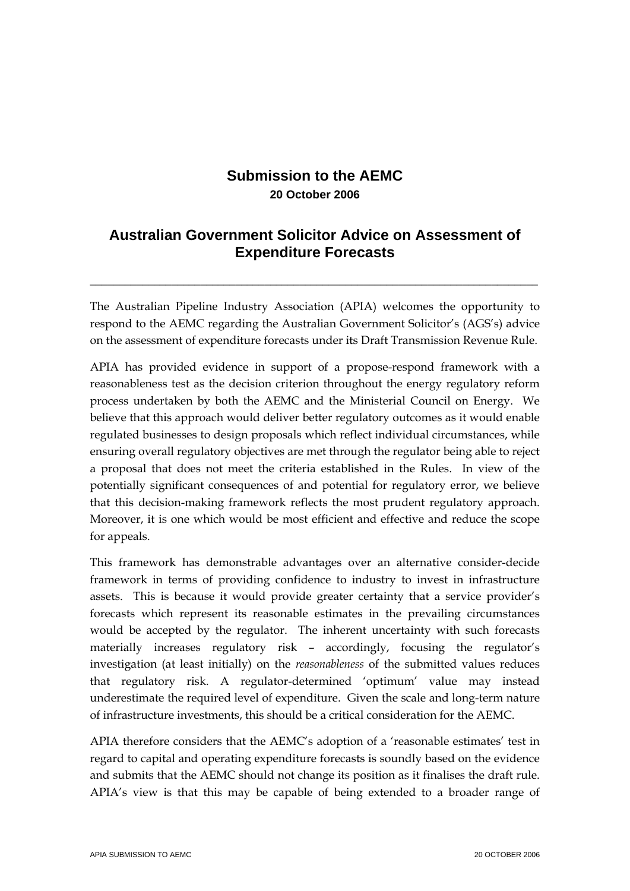# Submission to the AEMC

**20 October 2006**

## Australian Government Solicitor Advice on Assessment of Expenditure Forecasts

---

The Australian Pipeline Industry Association (APIA) welcomes the opportunity to respond to the AEMC regarding the Australian Government Solicitor's (AGS's) advice on the assessment of expenditure forecasts under its Draft Transmission Revenue Rule.

APIA has provided evidence in support of a propose-respond framework with a reasonableness test as the decision criterion throughout the energy regulatory reform process undertaken by both the AEMC and the Ministerial Council on Energy. We believe that this approach would deliver better regulatory outcomes as it would enable regulated businesses to design proposals which reflect individual circumstances, while ensuring overall regulatory objectives are met through the regulator being able to reject a proposal that does not meet the criteria established in the Rules. In view of the potentially significant consequences of and potential for regulatory error, we believe that this decision-making framework reflects the most prudent regulatory approach. Moreover, it is one which would be most efficient and effective and reduce the scope for appeals.

This framework has demonstrable advantages over an alternative consider-decide framework in terms of providing confidence to industry to invest in infrastructure assets. This is because it would provide greater certainty that a service provider's forecasts which represent its reasonable estimates in the prevailing circumstances would be accepted by the regulator. The inherent uncertainty with such forecasts materially increases regulatory risk – accordingly, focusing the regulator's investigation (at least initially) on the *reasonableness* of the submitted values reduces that regulatory risk. A regulator-determined 'optimum' value may instead underestimate the required level of expenditure. Given the scale and long-term nature of infrastructure investments, this should be a critical consideration for the AEMC.

APIA therefore considers that the AEMC's adoption of a 'reasonable estimates' test in regard to capital and operating expenditure forecasts is soundly based on the evidence and submits that the AEMC should not change its position as it finalises the draft rule. APIA's view is that this may be capable of being extended to a broader range of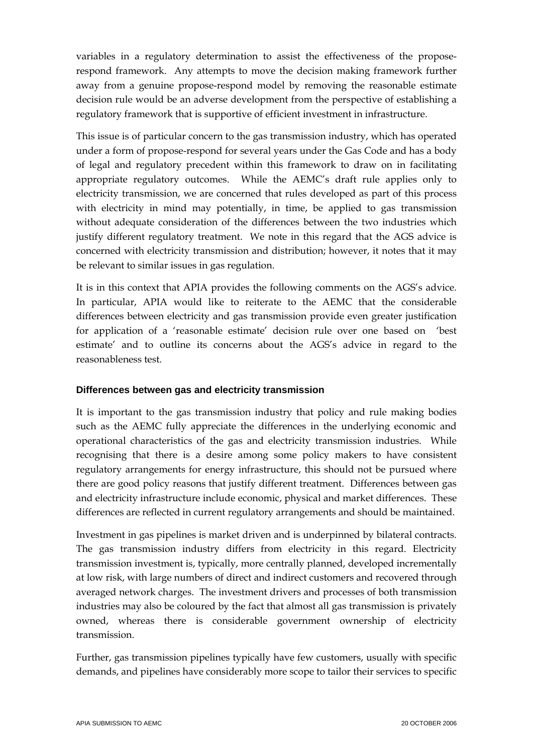variables in a regulatory determination to assist the effectiveness of the propose-respond framework. Any attempts to move the decision making framework further away from a genuine propose-respond model by removing the reasonable estimate decision rule would be an adverse development from the perspective of establishing a regulatory framework that is supportive of efficient investment in infrastructure.

This issue is of particular concern to the gas transmission industry, which has operated under a form of propose-respond for several years under the Gas Code and has a body of legal and regulatory precedent within this framework to draw on in facilitating appropriate regulatory outcomes. While the AEMC's draft rule applies only to electricity transmission, we are concerned that rules developed as part of this process with electricity in mind may potentially, in time, be applied to gas transmission without adequate consideration of the differences between the two industries which justify different regulatory treatment. We note in this regard that the AGS advice is concerned with electricity transmission and distribution; however, it notes that it may be relevant to similar issues in gas regulation.

It is in this context that APIA provides the following comments on the AGS's advice. In particular, APIA would like to reiterate to the AEMC that the considerable differences between electricity and gas transmission provide even greater justification for application of a 'reasonable estimate' decision rule over one based on 'best estimate' and to outline its concerns about the AGS's advice in regard to the reasonableness test.

### Differences between gas and electricity transmission

It is important to the gas transmission industry that policy and rule making bodies such as the AEMC fully appreciate the differences in the underlying economic and operational characteristics of the gas and electricity transmission industries. While recognising that there is a desire among some policy makers to have consistent regulatory arrangements for energy infrastructure, this should not be pursued where there are good policy reasons that justify different treatment. Differences between gas and electricity infrastructure include economic, physical and market differences. These differences are reflected in current regulatory arrangements and should be maintained.

Investment in gas pipelines is market driven and is underpinned by bilateral contracts. The gas transmission industry differs from electricity in this regard. Electricity transmission investment is, typically, more centrally planned, developed incrementally at low risk, with large numbers of direct and indirect customers and recovered through averaged network charges. The investment drivers and processes of both transmission industries may also be coloured by the fact that almost all gas transmission is privately owned, whereas there is considerable government ownership of electricity transmission.

Further, gas transmission pipelines typically have few customers, usually with specific demands, and pipelines have considerably more scope to tailor their services to specific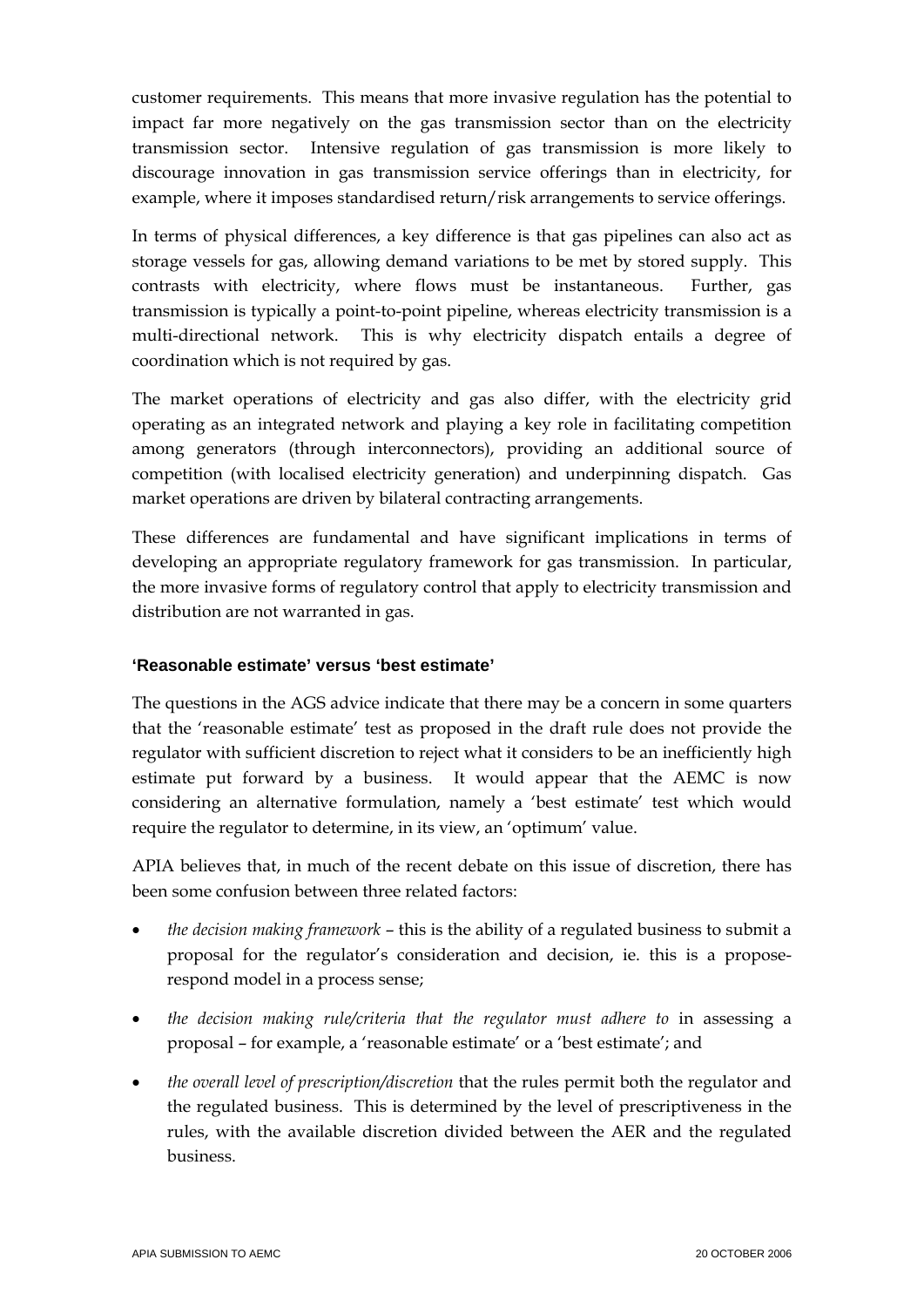customer requirements. This means that more invasive regulation has the potential to impact far more negatively on the gas transmission sector than on the electricity transmission sector. Intensive regulation of gas transmission is more likely to discourage innovation in gas transmission service offerings than in electricity, for example, where it imposes standardised return/risk arrangements to service offerings.

In terms of physical differences, a key difference is that gas pipelines can also act as storage vessels for gas, allowing demand variations to be met by stored supply. This contrasts with electricity, where flows must be instantaneous. Further, gas transmission is typically a point-to-point pipeline, whereas electricity transmission is a multi-directional network. This is why electricity dispatch entails a degree of coordination which is not required by gas.

The market operations of electricity and gas also differ, with the electricity grid operating as an integrated network and playing a key role in facilitating competition among generators (through interconnectors), providing an additional source of competition (with localised electricity generation) and underpinning dispatch. Gas market operations are driven by bilateral contracting arrangements.

These differences are fundamental and have significant implications in terms of developing an appropriate regulatory framework for gas transmission. In particular, the more invasive forms of regulatory control that apply to electricity transmission and distribution are not warranted in gas.

### 'Reasonable estimate' versus 'best estimate'

The questions in the AGS advice indicate that there may be a concern in some quarters that the 'reasonable estimate' test as proposed in the draft rule does not provide the regulator with sufficient discretion to reject what it considers to be an inefficiently high estimate put forward by a business. It would appear that the AEMC is now considering an alternative formulation, namely a 'best estimate' test which would require the regulator to determine, in its view, an 'optimum' value.

APIA believes that, in much of the recent debate on this issue of discretion, there has been some confusion between three related factors:

- *the decision making framework* – this is the ability of a regulated business to submit a proposal for the regulator's consideration and decision, ie. this is a propose-respond model in a process sense;
- *the decision making rule/criteria that the regulator must adhere to* in assessing a proposal – for example, a 'reasonable estimate' or a 'best estimate'; and
- *the overall level of prescription/discretion* that the rules permit both the regulator and the regulated business. This is determined by the level of prescriptiveness in the rules, with the available discretion divided between the AER and the regulated business.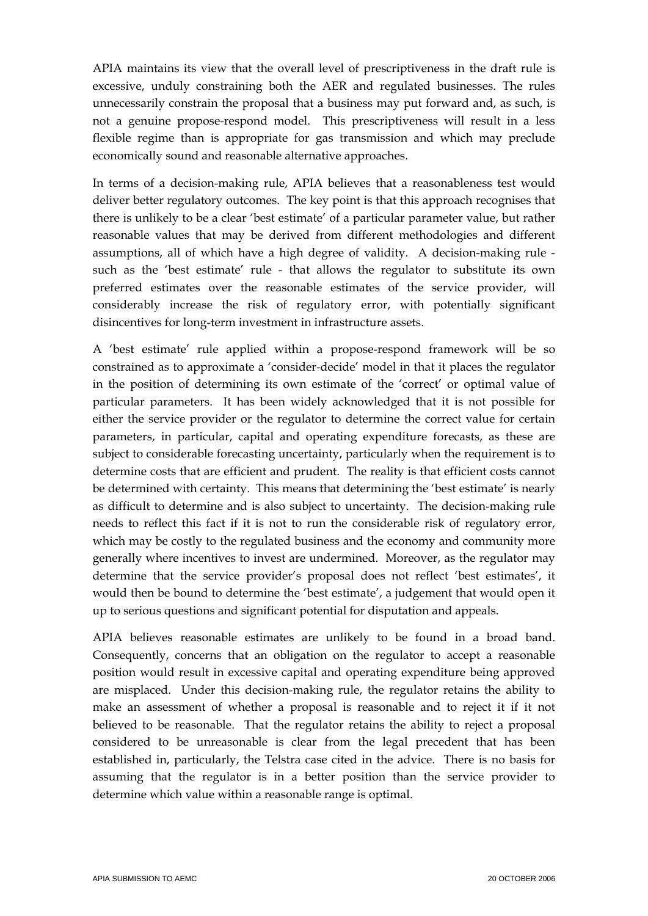APIA maintains its view that the overall level of prescriptiveness in the draft rule is excessive, unduly constraining both the AER and regulated businesses. The rules unnecessarily constrain the proposal that a business may put forward and, as such, is not a genuine propose-respond model. This prescriptiveness will result in a less flexible regime than is appropriate for gas transmission and which may preclude economically sound and reasonable alternative approaches.

In terms of a decision-making rule, APIA believes that a reasonableness test would deliver better regulatory outcomes. The key point is that this approach recognises that there is unlikely to be a clear 'best estimate' of a particular parameter value, but rather reasonable values that may be derived from different methodologies and different assumptions, all of which have a high degree of validity. A decision-making rule - such as the 'best estimate' rule - that allows the regulator to substitute its own preferred estimates over the reasonable estimates of the service provider, will considerably increase the risk of regulatory error, with potentially significant disincentives for long-term investment in infrastructure assets.

A 'best estimate' rule applied within a propose-respond framework will be so constrained as to approximate a 'consider-decide' model in that it places the regulator in the position of determining its own estimate of the 'correct' or optimal value of particular parameters. It has been widely acknowledged that it is not possible for either the service provider or the regulator to determine the correct value for certain parameters, in particular, capital and operating expenditure forecasts, as these are subject to considerable forecasting uncertainty, particularly when the requirement is to determine costs that are efficient and prudent. The reality is that efficient costs cannot be determined with certainty. This means that determining the 'best estimate' is nearly as difficult to determine and is also subject to uncertainty. The decision-making rule needs to reflect this fact if it is not to run the considerable risk of regulatory error, which may be costly to the regulated business and the economy and community more generally where incentives to invest are undermined. Moreover, as the regulator may determine that the service provider's proposal does not reflect 'best estimates', it would then be bound to determine the 'best estimate', a judgement that would open it up to serious questions and significant potential for disputation and appeals.

APIA believes reasonable estimates are unlikely to be found in a broad band. Consequently, concerns that an obligation on the regulator to accept a reasonable position would result in excessive capital and operating expenditure being approved are misplaced. Under this decision-making rule, the regulator retains the ability to make an assessment of whether a proposal is reasonable and to reject it if it not believed to be reasonable. That the regulator retains the ability to reject a proposal considered to be unreasonable is clear from the legal precedent that has been established in, particularly, the Telstra case cited in the advice. There is no basis for assuming that the regulator is in a better position than the service provider to determine which value within a reasonable range is optimal.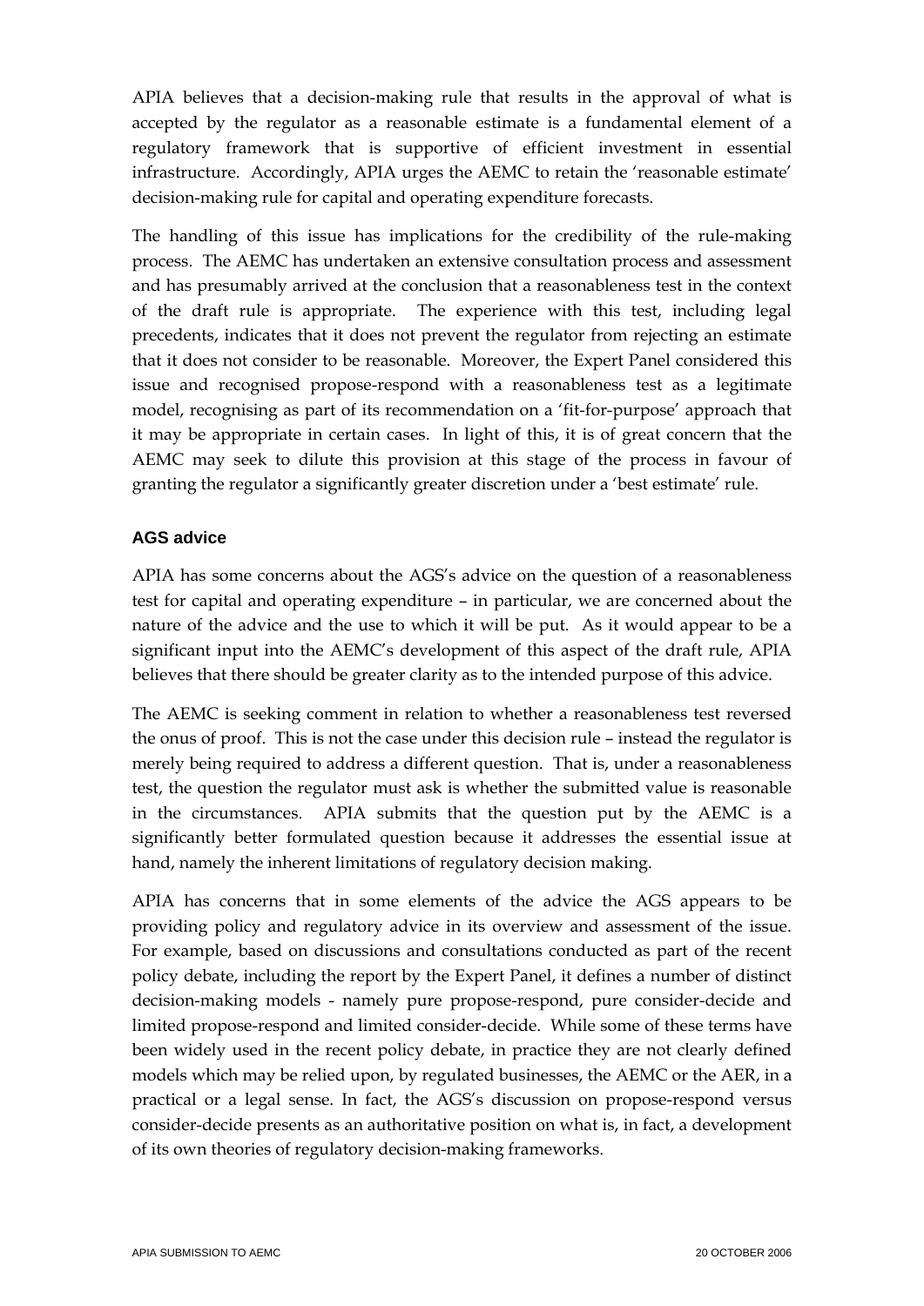APIA believes that a decision-making rule that results in the approval of what is accepted by the regulator as a reasonable estimate is a fundamental element of a regulatory framework that is supportive of efficient investment in essential infrastructure. Accordingly, APIA urges the AEMC to retain the 'reasonable estimate' decision-making rule for capital and operating expenditure forecasts.

The handling of this issue has implications for the credibility of the rule-making process. The AEMC has undertaken an extensive consultation process and assessment and has presumably arrived at the conclusion that a reasonableness test in the context of the draft rule is appropriate. The experience with this test, including legal precedents, indicates that it does not prevent the regulator from rejecting an estimate that it does not consider to be reasonable. Moreover, the Expert Panel considered this issue and recognised propose-respond with a reasonableness test as a legitimate model, recognising as part of its recommendation on a 'fit-for-purpose' approach that it may be appropriate in certain cases. In light of this, it is of great concern that the AEMC may seek to dilute this provision at this stage of the process in favour of granting the regulator a significantly greater discretion under a 'best estimate' rule.

### AGS advice

APIA has some concerns about the AGS's advice on the question of a reasonableness test for capital and operating expenditure – in particular, we are concerned about the nature of the advice and the use to which it will be put. As it would appear to be a significant input into the AEMC's development of this aspect of the draft rule, APIA believes that there should be greater clarity as to the intended purpose of this advice.

The AEMC is seeking comment in relation to whether a reasonableness test reversed the onus of proof. This is not the case under this decision rule – instead the regulator is merely being required to address a different question. That is, under a reasonableness test, the question the regulator must ask is whether the submitted value is reasonable in the circumstances. APIA submits that the question put by the AEMC is a significantly better formulated question because it addresses the essential issue at hand, namely the inherent limitations of regulatory decision making.

APIA has concerns that in some elements of the advice the AGS appears to be providing policy and regulatory advice in its overview and assessment of the issue. For example, based on discussions and consultations conducted as part of the recent policy debate, including the report by the Expert Panel, it defines a number of distinct decision-making models - namely pure propose-respond, pure consider-decide and limited propose-respond and limited consider-decide. While some of these terms have been widely used in the recent policy debate, in practice they are not clearly defined models which may be relied upon, by regulated businesses, the AEMC or the AER, in a practical or a legal sense. In fact, the AGS's discussion on propose-respond versus consider-decide presents as an authoritative position on what is, in fact, a development of its own theories of regulatory decision-making frameworks.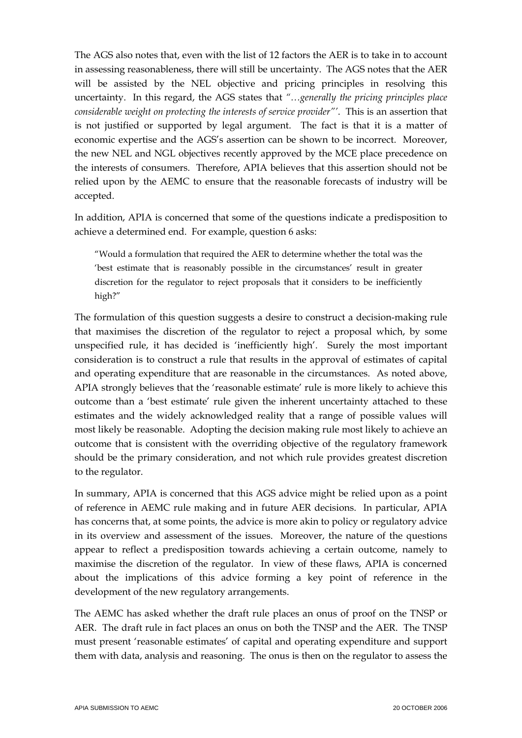The AGS also notes that, even with the list of 12 factors the AER is to take in to account in assessing reasonableness, there will still be uncertainty. The AGS notes that the AER will be assisted by the NEL objective and pricing principles in resolving this uncertainty. In this regard, the AGS states that *"…generally the pricing principles place considerable weight on protecting the interests of service provider"'*. This is an assertion that is not justified or supported by legal argument. The fact is that it is a matter of economic expertise and the AGS's assertion can be shown to be incorrect. Moreover, the new NEL and NGL objectives recently approved by the MCE place precedence on the interests of consumers. Therefore, APIA believes that this assertion should not be relied upon by the AEMC to ensure that the reasonable forecasts of industry will be accepted.

In addition, APIA is concerned that some of the questions indicate a predisposition to achieve a determined end. For example, question 6 asks:

> "Would a formulation that required the AER to determine whether the total was the 'best estimate that is reasonably possible in the circumstances' result in greater discretion for the regulator to reject proposals that it considers to be inefficiently high?"

The formulation of this question suggests a desire to construct a decision-making rule that maximises the discretion of the regulator to reject a proposal which, by some unspecified rule, it has decided is 'inefficiently high'. Surely the most important consideration is to construct a rule that results in the approval of estimates of capital and operating expenditure that are reasonable in the circumstances. As noted above, APIA strongly believes that the 'reasonable estimate' rule is more likely to achieve this outcome than a 'best estimate' rule given the inherent uncertainty attached to these estimates and the widely acknowledged reality that a range of possible values will most likely be reasonable. Adopting the decision making rule most likely to achieve an outcome that is consistent with the overriding objective of the regulatory framework should be the primary consideration, and not which rule provides greatest discretion to the regulator.

In summary, APIA is concerned that this AGS advice might be relied upon as a point of reference in AEMC rule making and in future AER decisions. In particular, APIA has concerns that, at some points, the advice is more akin to policy or regulatory advice in its overview and assessment of the issues. Moreover, the nature of the questions appear to reflect a predisposition towards achieving a certain outcome, namely to maximise the discretion of the regulator. In view of these flaws, APIA is concerned about the implications of this advice forming a key point of reference in the development of the new regulatory arrangements.

The AEMC has asked whether the draft rule places an onus of proof on the TNSP or AER. The draft rule in fact places an onus on both the TNSP and the AER. The TNSP must present 'reasonable estimates' of capital and operating expenditure and support them with data, analysis and reasoning. The onus is then on the regulator to assess the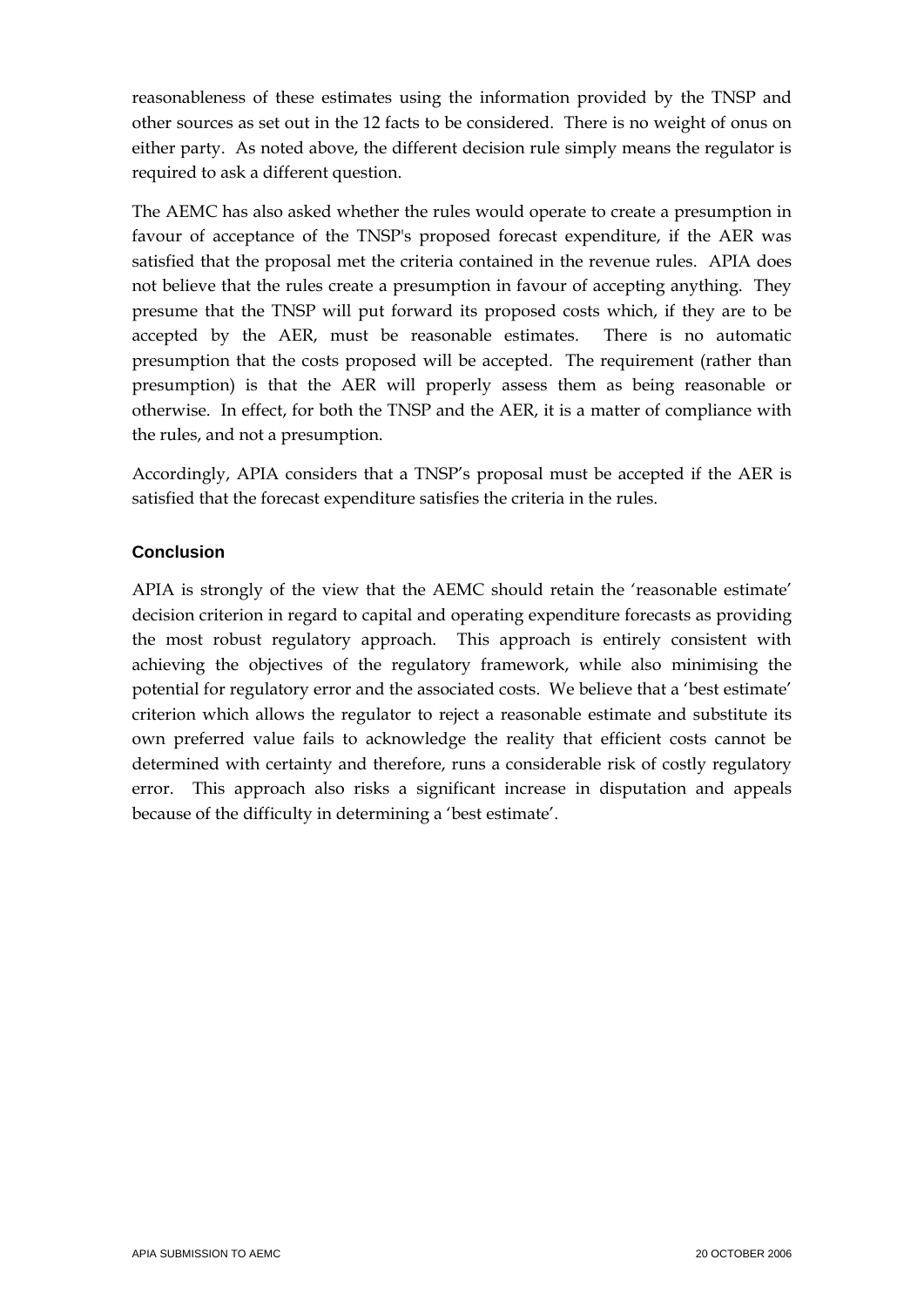reasonableness of these estimates using the information provided by the TNSP and other sources as set out in the 12 facts to be considered. There is no weight of onus on either party. As noted above, the different decision rule simply means the regulator is required to ask a different question.

The AEMC has also asked whether the rules would operate to create a presumption in favour of acceptance of the TNSP's proposed forecast expenditure, if the AER was satisfied that the proposal met the criteria contained in the revenue rules. APIA does not believe that the rules create a presumption in favour of accepting anything. They presume that the TNSP will put forward its proposed costs which, if they are to be accepted by the AER, must be reasonable estimates. There is no automatic presumption that the costs proposed will be accepted. The requirement (rather than presumption) is that the AER will properly assess them as being reasonable or otherwise. In effect, for both the TNSP and the AER, it is a matter of compliance with the rules, and not a presumption.

Accordingly, APIA considers that a TNSP's proposal must be accepted if the AER is satisfied that the forecast expenditure satisfies the criteria in the rules.

### Conclusion

APIA is strongly of the view that the AEMC should retain the 'reasonable estimate' decision criterion in regard to capital and operating expenditure forecasts as providing the most robust regulatory approach. This approach is entirely consistent with achieving the objectives of the regulatory framework, while also minimising the potential for regulatory error and the associated costs. We believe that a 'best estimate' criterion which allows the regulator to reject a reasonable estimate and substitute its own preferred value fails to acknowledge the reality that efficient costs cannot be determined with certainty and therefore, runs a considerable risk of costly regulatory error. This approach also risks a significant increase in disputation and appeals because of the difficulty in determining a 'best estimate'.